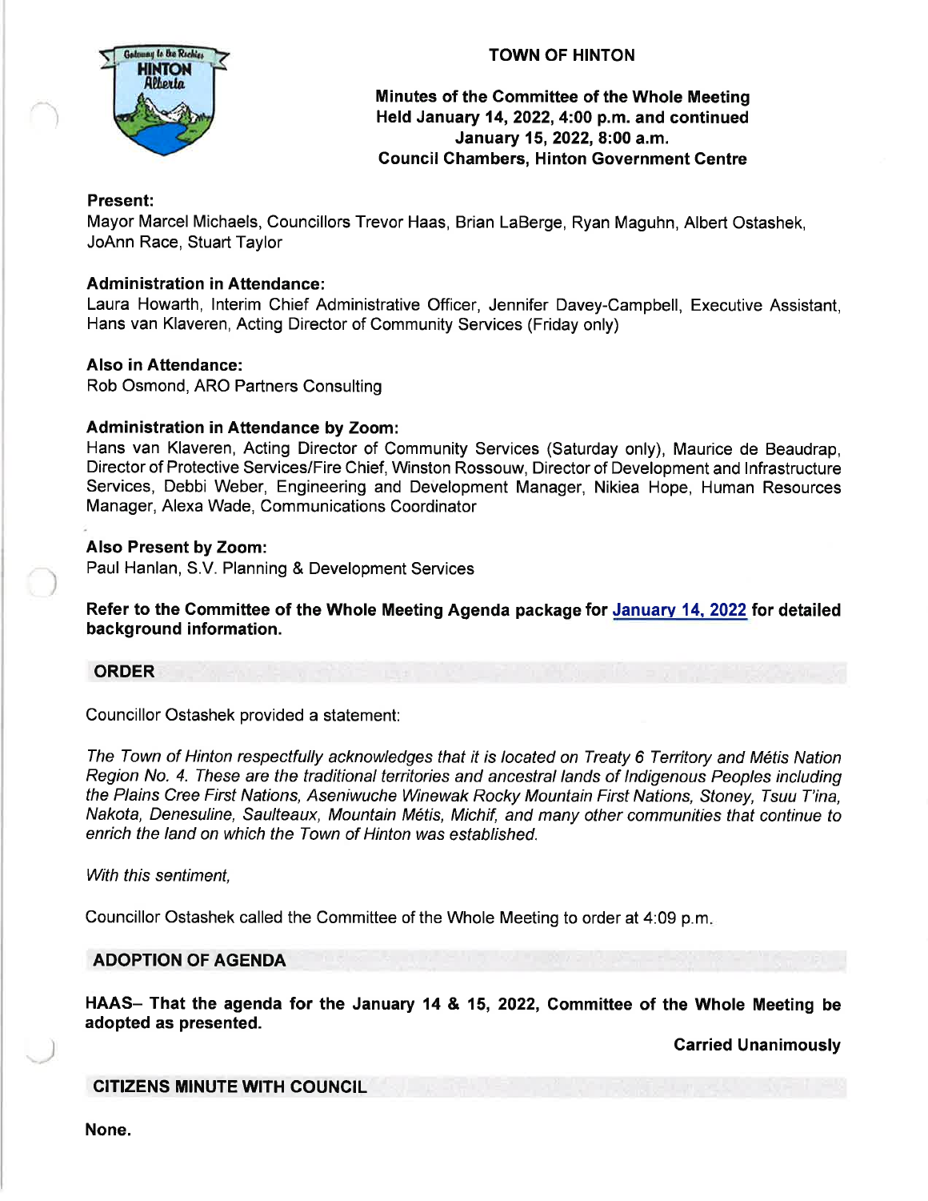# TOWN OF HINTON

**Minutes of the Committee of the Whole Meeting**
**Held January 14, 2022, 4:00 p.m. and continued January 15, 2022, 8:00 a.m.**
**Council Chambers, Hinton Government Centre**

**Present:**
Mayor Marcel Michaels, Councillors Trevor Haas, Brian LaBerge, Ryan Maguhn, Albert Ostashek, JoAnn Race, Stuart Taylor

**Administration in Attendance:**
Laura Howarth, Interim Chief Administrative Officer, Jennifer Davey-Campbell, Executive Assistant, Hans van Klaveren, Acting Director of Community Services (Friday only)

**Also in Attendance:**
Rob Osmond, ARO Partners Consulting

**Administration in Attendance by Zoom:**
Hans van Klaveren, Acting Director of Community Services (Saturday only), Maurice de Beaudrap, Director of Protective Services/Fire Chief, Winston Rossouw, Director of Development and Infrastructure Services, Debbi Weber, Engineering and Development Manager, Nikiea Hope, Human Resources Manager, Alexa Wade, Communications Coordinator

**Also Present by Zoom:**
Paul Hanlan, S.V. Planning & Development Services

**Refer to the Committee of the Whole Meeting Agenda package for January 14, 2022 for detailed background information.**

## ORDER

Councillor Ostashek provided a statement:

*The Town of Hinton respectfully acknowledges that it is located on Treaty 6 Territory and Métis Nation Region No. 4. These are the traditional territories and ancestral lands of Indigenous Peoples including the Plains Cree First Nations, Aseniwuche Winewak Rocky Mountain First Nations, Stoney, Tsuu T'ina, Nakota, Denesuline, Saulteaux, Mountain Métis, Michif, and many other communities that continue to enrich the land on which the Town of Hinton was established.*

*With this sentiment,*

Councillor Ostashek called the Committee of the Whole Meeting to order at 4:09 p.m.

## ADOPTION OF AGENDA

**HAAS– That the agenda for the January 14 & 15, 2022, Committee of the Whole Meeting be adopted as presented.**

**Carried Unanimously**

## CITIZENS MINUTE WITH COUNCIL

**None.**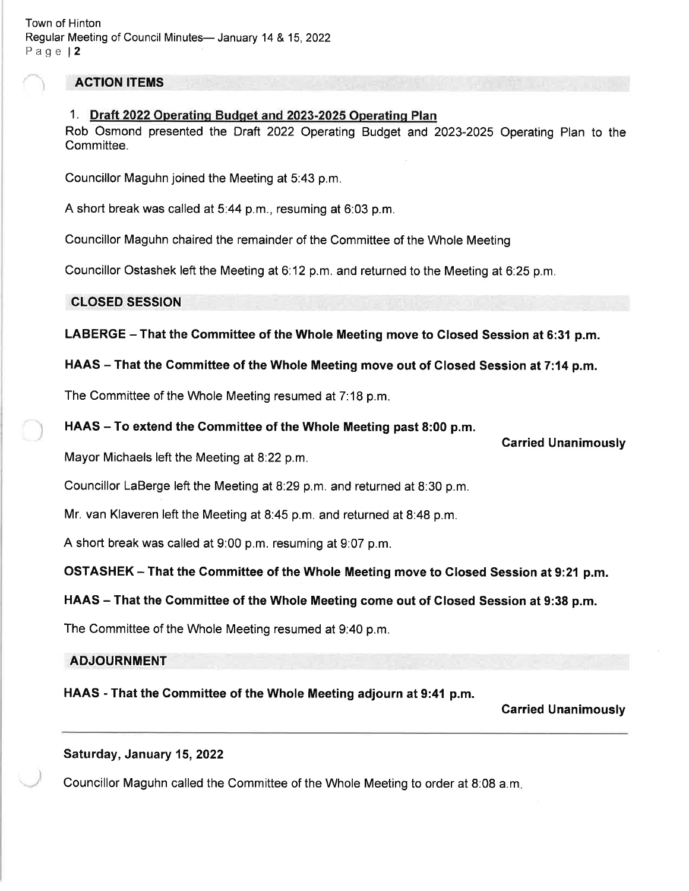## ACTION ITEMS

1. **Draft 2022 Operating Budget and 2023-2025 Operating Plan**

Rob Osmond presented the Draft 2022 Operating Budget and 2023-2025 Operating Plan to the Committee.

Councillor Maguhn joined the Meeting at 5:43 p.m.

A short break was called at 5:44 p.m., resuming at 6:03 p.m.

Councillor Maguhn chaired the remainder of the Committee of the Whole Meeting

Councillor Ostashek left the Meeting at 6:12 p.m. and returned to the Meeting at 6:25 p.m.

## CLOSED SESSION

**LABERGE – That the Committee of the Whole Meeting move to Closed Session at 6:31 p.m.**

**HAAS – That the Committee of the Whole Meeting move out of Closed Session at 7:14 p.m.**

The Committee of the Whole Meeting resumed at 7:18 p.m.

**HAAS – To extend the Committee of the Whole Meeting past 8:00 p.m.**

**Carried Unanimously**

Mayor Michaels left the Meeting at 8:22 p.m.

Councillor LaBerge left the Meeting at 8:29 p.m. and returned at 8:30 p.m.

Mr. van Klaveren left the Meeting at 8:45 p.m. and returned at 8:48 p.m.

A short break was called at 9:00 p.m. resuming at 9:07 p.m.

**OSTASHEK – That the Committee of the Whole Meeting move to Closed Session at 9:21 p.m.**

**HAAS – That the Committee of the Whole Meeting come out of Closed Session at 9:38 p.m.**

The Committee of the Whole Meeting resumed at 9:40 p.m.

## ADJOURNMENT

**HAAS - That the Committee of the Whole Meeting adjourn at 9:41 p.m.**

**Carried Unanimously**

---

**Saturday, January 15, 2022**

Councillor Maguhn called the Committee of the Whole Meeting to order at 8:08 a.m.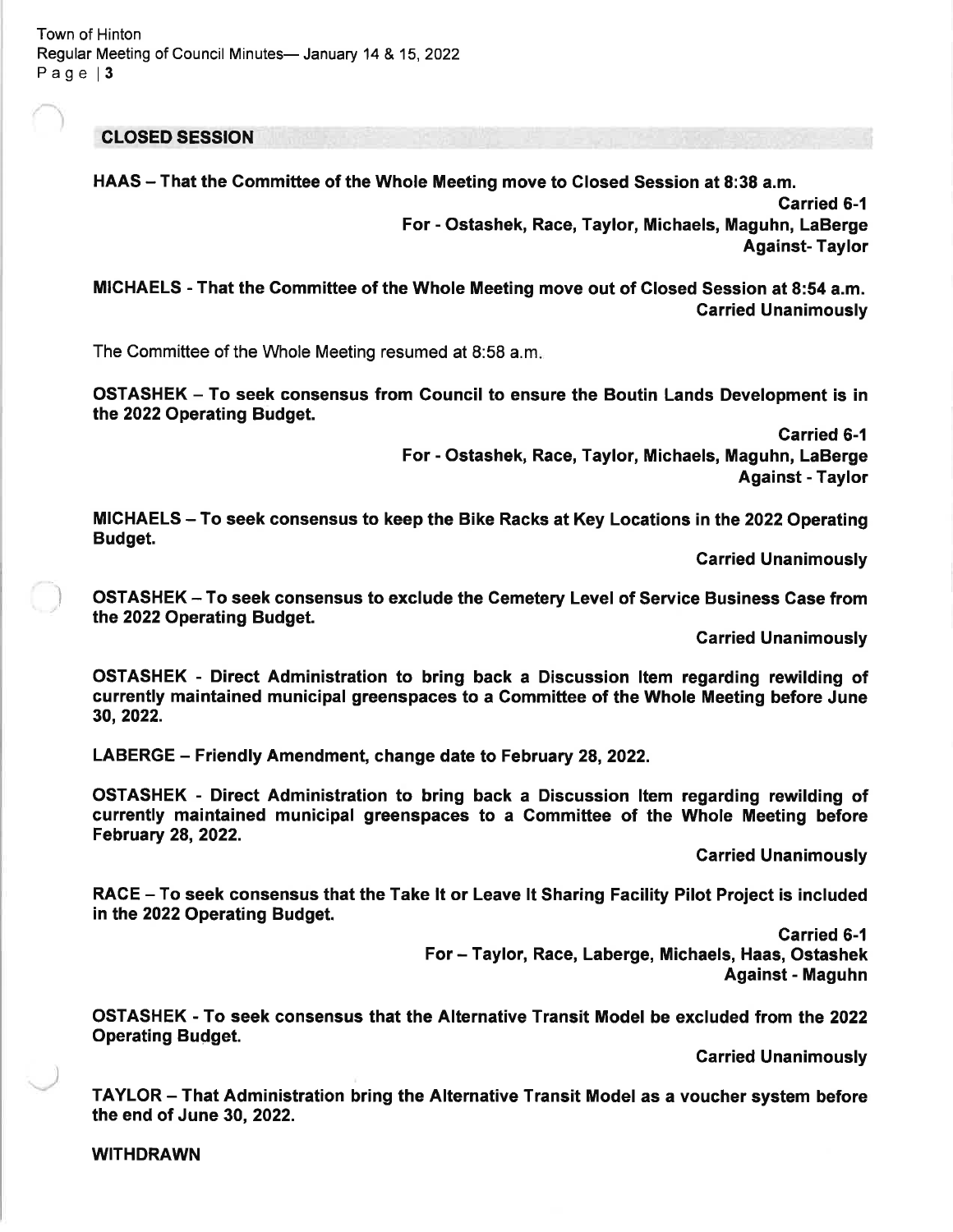## CLOSED SESSION

**HAAS – That the Committee of the Whole Meeting move to Closed Session at 8:38 a.m.**

**Carried 6-1**
**For - Ostashek, Race, Taylor, Michaels, Maguhn, LaBerge**
**Against- Taylor**

**MICHAELS - That the Committee of the Whole Meeting move out of Closed Session at 8:54 a.m.**

**Carried Unanimously**

The Committee of the Whole Meeting resumed at 8:58 a.m.

**OSTASHEK – To seek consensus from Council to ensure the Boutin Lands Development is in the 2022 Operating Budget.**

**Carried 6-1**
**For - Ostashek, Race, Taylor, Michaels, Maguhn, LaBerge**
**Against - Taylor**

**MICHAELS – To seek consensus to keep the Bike Racks at Key Locations in the 2022 Operating Budget.**

**Carried Unanimously**

**OSTASHEK – To seek consensus to exclude the Cemetery Level of Service Business Case from the 2022 Operating Budget.**

**Carried Unanimously**

**OSTASHEK - Direct Administration to bring back a Discussion Item regarding rewilding of currently maintained municipal greenspaces to a Committee of the Whole Meeting before June 30, 2022.**

**LABERGE – Friendly Amendment, change date to February 28, 2022.**

**OSTASHEK - Direct Administration to bring back a Discussion Item regarding rewilding of currently maintained municipal greenspaces to a Committee of the Whole Meeting before February 28, 2022.**

**Carried Unanimously**

**RACE – To seek consensus that the Take It or Leave It Sharing Facility Pilot Project is included in the 2022 Operating Budget.**

**Carried 6-1**
**For – Taylor, Race, Laberge, Michaels, Haas, Ostashek**
**Against - Maguhn**

**OSTASHEK - To seek consensus that the Alternative Transit Model be excluded from the 2022 Operating Budget.**

**Carried Unanimously**

**TAYLOR – That Administration bring the Alternative Transit Model as a voucher system before the end of June 30, 2022.**

**WITHDRAWN**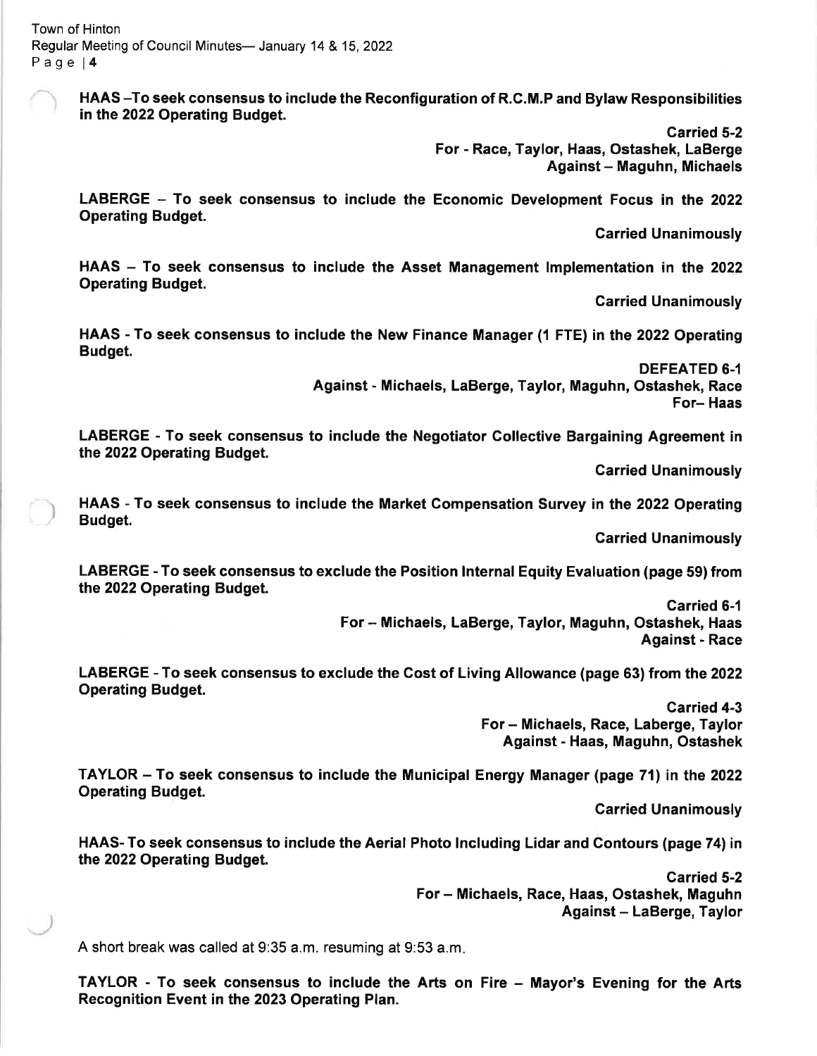**HAAS –To seek consensus to include the Reconfiguration of R.C.M.P and Bylaw Responsibilities in the 2022 Operating Budget.**

**Carried 5-2**
**For - Race, Taylor, Haas, Ostashek, LaBerge**
**Against – Maguhn, Michaels**

**LABERGE – To seek consensus to include the Economic Development Focus in the 2022 Operating Budget.**

**Carried Unanimously**

**HAAS – To seek consensus to include the Asset Management Implementation in the 2022 Operating Budget.**

**Carried Unanimously**

**HAAS - To seek consensus to include the New Finance Manager (1 FTE) in the 2022 Operating Budget.**

**DEFEATED 6-1**
**Against - Michaels, LaBerge, Taylor, Maguhn, Ostashek, Race**
**For– Haas**

**LABERGE - To seek consensus to include the Negotiator Collective Bargaining Agreement in the 2022 Operating Budget.**

**Carried Unanimously**

**HAAS - To seek consensus to include the Market Compensation Survey in the 2022 Operating Budget.**

**Carried Unanimously**

**LABERGE - To seek consensus to exclude the Position Internal Equity Evaluation (page 59) from the 2022 Operating Budget.**

**Carried 6-1**
**For – Michaels, LaBerge, Taylor, Maguhn, Ostashek, Haas**
**Against - Race**

**LABERGE - To seek consensus to exclude the Cost of Living Allowance (page 63) from the 2022 Operating Budget.**

**Carried 4-3**
**For – Michaels, Race, Laberge, Taylor**
**Against - Haas, Maguhn, Ostashek**

**TAYLOR – To seek consensus to include the Municipal Energy Manager (page 71) in the 2022 Operating Budget.**

**Carried Unanimously**

**HAAS- To seek consensus to include the Aerial Photo Including Lidar and Contours (page 74) in the 2022 Operating Budget.**

**Carried 5-2**
**For – Michaels, Race, Haas, Ostashek, Maguhn**
**Against – LaBerge, Taylor**

A short break was called at 9:35 a.m. resuming at 9:53 a.m.

**TAYLOR - To seek consensus to include the Arts on Fire – Mayor's Evening for the Arts Recognition Event in the 2023 Operating Plan.**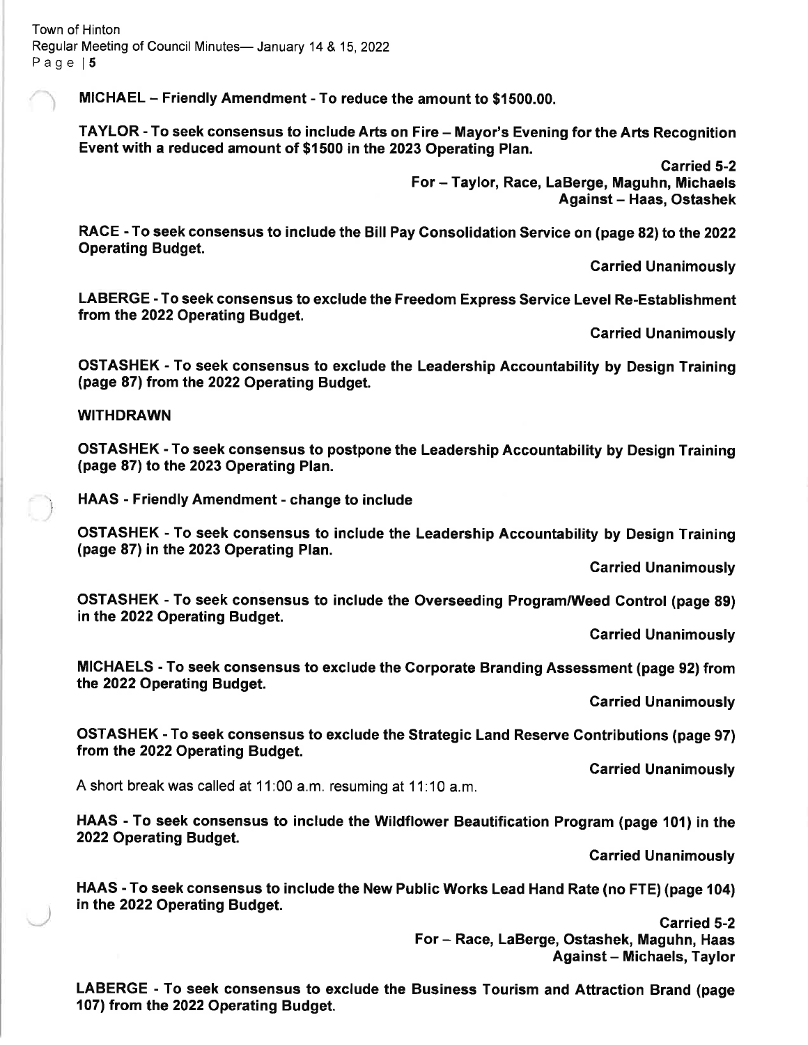**MICHAEL – Friendly Amendment - To reduce the amount to $1500.00.**

**TAYLOR - To seek consensus to include Arts on Fire – Mayor's Evening for the Arts Recognition Event with a reduced amount of $1500 in the 2023 Operating Plan.**

**Carried 5-2**
**For – Taylor, Race, LaBerge, Maguhn, Michaels**
**Against – Haas, Ostashek**

**RACE - To seek consensus to include the Bill Pay Consolidation Service on (page 82) to the 2022 Operating Budget.**

**Carried Unanimously**

**LABERGE - To seek consensus to exclude the Freedom Express Service Level Re-Establishment from the 2022 Operating Budget.**

**Carried Unanimously**

**OSTASHEK - To seek consensus to exclude the Leadership Accountability by Design Training (page 87) from the 2022 Operating Budget.**

**WITHDRAWN**

**OSTASHEK - To seek consensus to postpone the Leadership Accountability by Design Training (page 87) to the 2023 Operating Plan.**

**HAAS - Friendly Amendment - change to include**

**OSTASHEK - To seek consensus to include the Leadership Accountability by Design Training (page 87) in the 2023 Operating Plan.**

**Carried Unanimously**

**OSTASHEK - To seek consensus to include the Overseeding Program/Weed Control (page 89) in the 2022 Operating Budget.**

**Carried Unanimously**

**MICHAELS - To seek consensus to exclude the Corporate Branding Assessment (page 92) from the 2022 Operating Budget.**

**Carried Unanimously**

**OSTASHEK - To seek consensus to exclude the Strategic Land Reserve Contributions (page 97) from the 2022 Operating Budget.**

**Carried Unanimously**

A short break was called at 11:00 a.m. resuming at 11:10 a.m.

**HAAS - To seek consensus to include the Wildflower Beautification Program (page 101) in the 2022 Operating Budget.**

**Carried Unanimously**

**HAAS - To seek consensus to include the New Public Works Lead Hand Rate (no FTE) (page 104) in the 2022 Operating Budget.**

**Carried 5-2**
**For – Race, LaBerge, Ostashek, Maguhn, Haas**
**Against – Michaels, Taylor**

**LABERGE - To seek consensus to exclude the Business Tourism and Attraction Brand (page 107) from the 2022 Operating Budget.**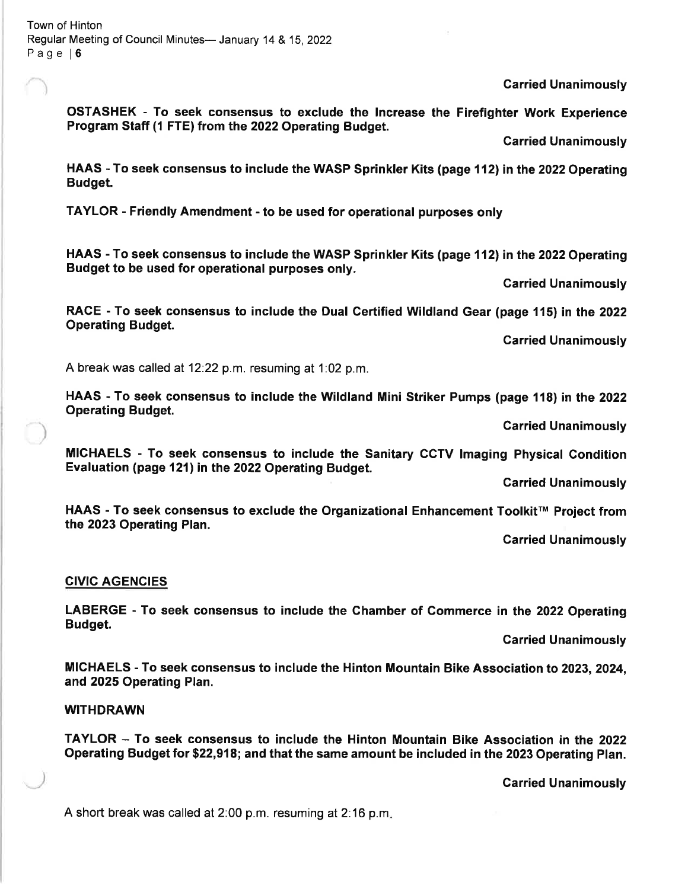**Carried Unanimously**

**OSTASHEK - To seek consensus to exclude the Increase the Firefighter Work Experience Program Staff (1 FTE) from the 2022 Operating Budget.**

**Carried Unanimously**

**HAAS - To seek consensus to include the WASP Sprinkler Kits (page 112) in the 2022 Operating Budget.**

**TAYLOR - Friendly Amendment - to be used for operational purposes only**

**HAAS - To seek consensus to include the WASP Sprinkler Kits (page 112) in the 2022 Operating Budget to be used for operational purposes only.**

**Carried Unanimously**

**RACE - To seek consensus to include the Dual Certified Wildland Gear (page 115) in the 2022 Operating Budget.**

**Carried Unanimously**

A break was called at 12:22 p.m. resuming at 1:02 p.m.

**HAAS - To seek consensus to include the Wildland Mini Striker Pumps (page 118) in the 2022 Operating Budget.**

**Carried Unanimously**

**MICHAELS - To seek consensus to include the Sanitary CCTV Imaging Physical Condition Evaluation (page 121) in the 2022 Operating Budget.**

**Carried Unanimously**

**HAAS - To seek consensus to exclude the Organizational Enhancement Toolkit™ Project from the 2023 Operating Plan.**

**Carried Unanimously**

**CIVIC AGENCIES**

**LABERGE - To seek consensus to include the Chamber of Commerce in the 2022 Operating Budget.**

**Carried Unanimously**

**MICHAELS - To seek consensus to include the Hinton Mountain Bike Association to 2023, 2024, and 2025 Operating Plan.**

**WITHDRAWN**

**TAYLOR – To seek consensus to include the Hinton Mountain Bike Association in the 2022 Operating Budget for $22,918; and that the same amount be included in the 2023 Operating Plan.**

**Carried Unanimously**

A short break was called at 2:00 p.m. resuming at 2:16 p.m.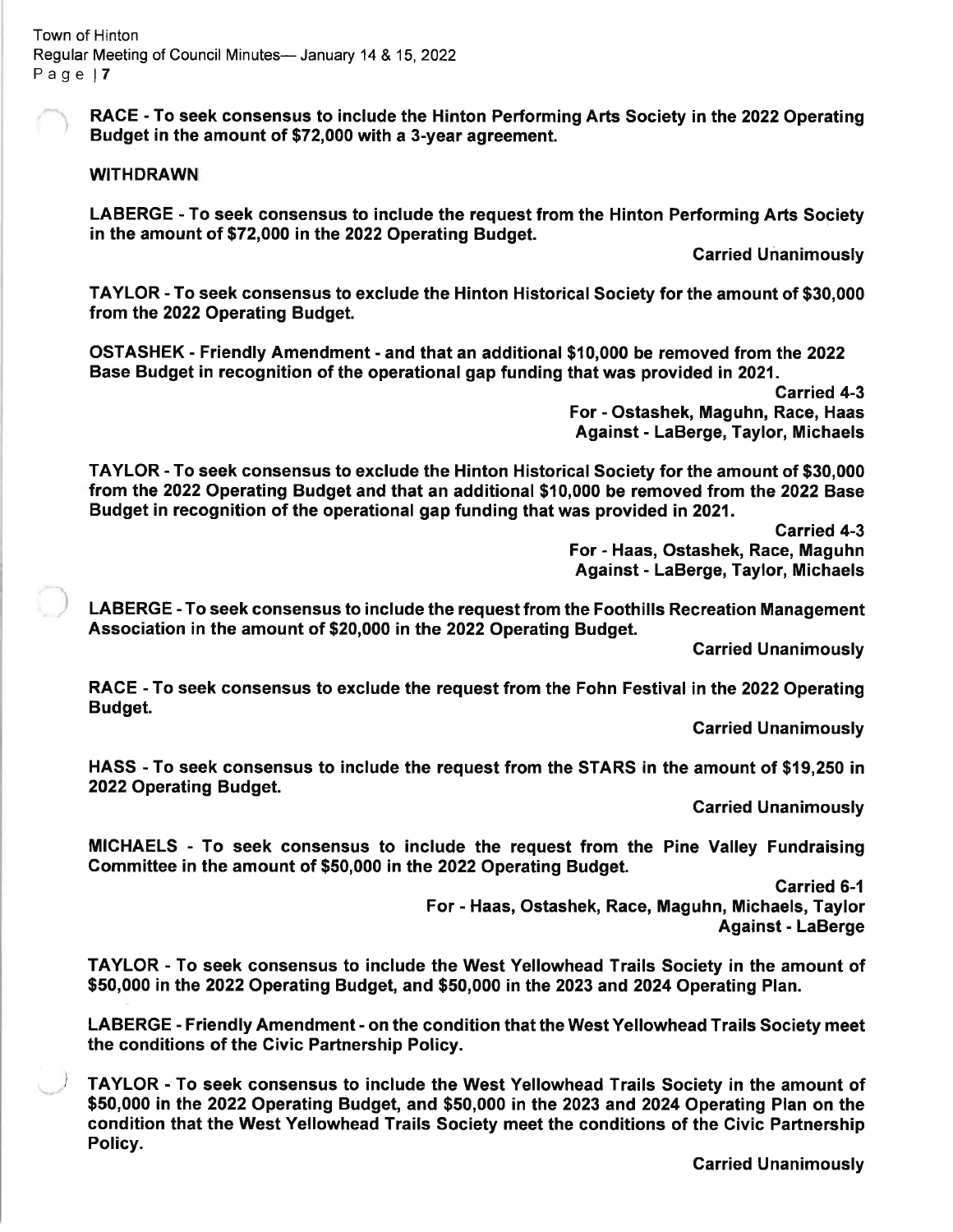**RACE - To seek consensus to include the Hinton Performing Arts Society in the 2022 Operating Budget in the amount of $72,000 with a 3-year agreement.**

**WITHDRAWN**

**LABERGE - To seek consensus to include the request from the Hinton Performing Arts Society in the amount of $72,000 in the 2022 Operating Budget.**

**Carried Unanimously**

**TAYLOR - To seek consensus to exclude the Hinton Historical Society for the amount of $30,000 from the 2022 Operating Budget.**

**OSTASHEK - Friendly Amendment - and that an additional $10,000 be removed from the 2022 Base Budget in recognition of the operational gap funding that was provided in 2021.**

**Carried 4-3**
**For - Ostashek, Maguhn, Race, Haas**
**Against - LaBerge, Taylor, Michaels**

**TAYLOR - To seek consensus to exclude the Hinton Historical Society for the amount of $30,000 from the 2022 Operating Budget and that an additional $10,000 be removed from the 2022 Base Budget in recognition of the operational gap funding that was provided in 2021.**

**Carried 4-3**
**For - Haas, Ostashek, Race, Maguhn**
**Against - LaBerge, Taylor, Michaels**

**LABERGE - To seek consensus to include the request from the Foothills Recreation Management Association in the amount of $20,000 in the 2022 Operating Budget.**

**Carried Unanimously**

**RACE - To seek consensus to exclude the request from the Fohn Festival in the 2022 Operating Budget.**

**Carried Unanimously**

**HASS - To seek consensus to include the request from the STARS in the amount of $19,250 in 2022 Operating Budget.**

**Carried Unanimously**

**MICHAELS - To seek consensus to include the request from the Pine Valley Fundraising Committee in the amount of $50,000 in the 2022 Operating Budget.**

**Carried 6-1**
**For - Haas, Ostashek, Race, Maguhn, Michaels, Taylor**
**Against - LaBerge**

**TAYLOR - To seek consensus to include the West Yellowhead Trails Society in the amount of $50,000 in the 2022 Operating Budget, and $50,000 in the 2023 and 2024 Operating Plan.**

**LABERGE - Friendly Amendment - on the condition that the West Yellowhead Trails Society meet the conditions of the Civic Partnership Policy.**

**TAYLOR - To seek consensus to include the West Yellowhead Trails Society in the amount of $50,000 in the 2022 Operating Budget, and $50,000 in the 2023 and 2024 Operating Plan on the condition that the West Yellowhead Trails Society meet the conditions of the Civic Partnership Policy.**

**Carried Unanimously**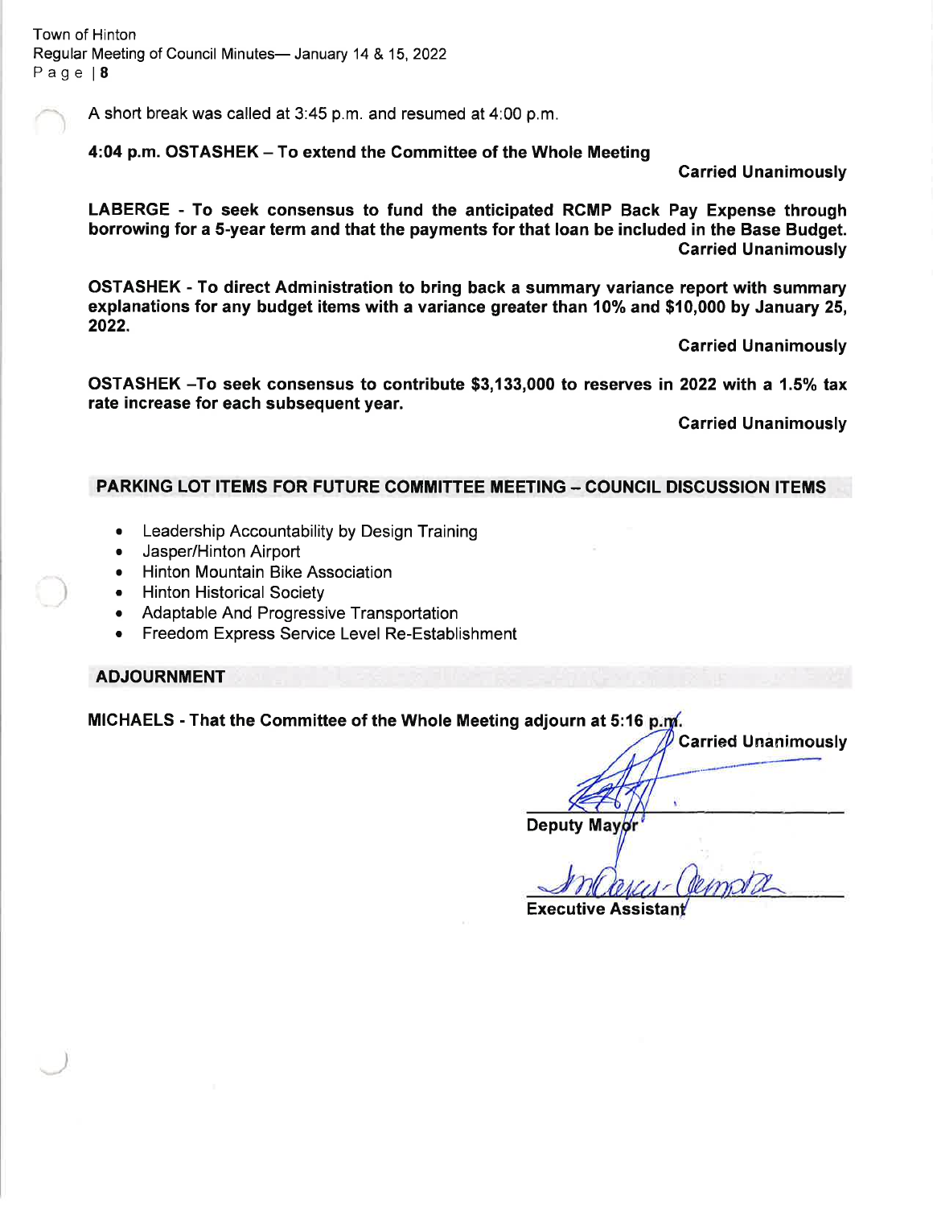A short break was called at 3:45 p.m. and resumed at 4:00 p.m.

**4:04 p.m. OSTASHEK – To extend the Committee of the Whole Meeting**

**Carried Unanimously**

**LABERGE - To seek consensus to fund the anticipated RCMP Back Pay Expense through borrowing for a 5-year term and that the payments for that loan be included in the Base Budget.**

**Carried Unanimously**

**OSTASHEK - To direct Administration to bring back a summary variance report with summary explanations for any budget items with a variance greater than 10% and $10,000 by January 25, 2022.**

**Carried Unanimously**

**OSTASHEK –To seek consensus to contribute $3,133,000 to reserves in 2022 with a 1.5% tax rate increase for each subsequent year.**

**Carried Unanimously**

## PARKING LOT ITEMS FOR FUTURE COMMITTEE MEETING – COUNCIL DISCUSSION ITEMS

- Leadership Accountability by Design Training
- Jasper/Hinton Airport
- Hinton Mountain Bike Association
- Hinton Historical Society
- Adaptable And Progressive Transportation
- Freedom Express Service Level Re-Establishment

## ADJOURNMENT

**MICHAELS - That the Committee of the Whole Meeting adjourn at 5:16 p.m.**

**Carried Unanimously**

**Deputy Mayor**

**Executive Assistant**